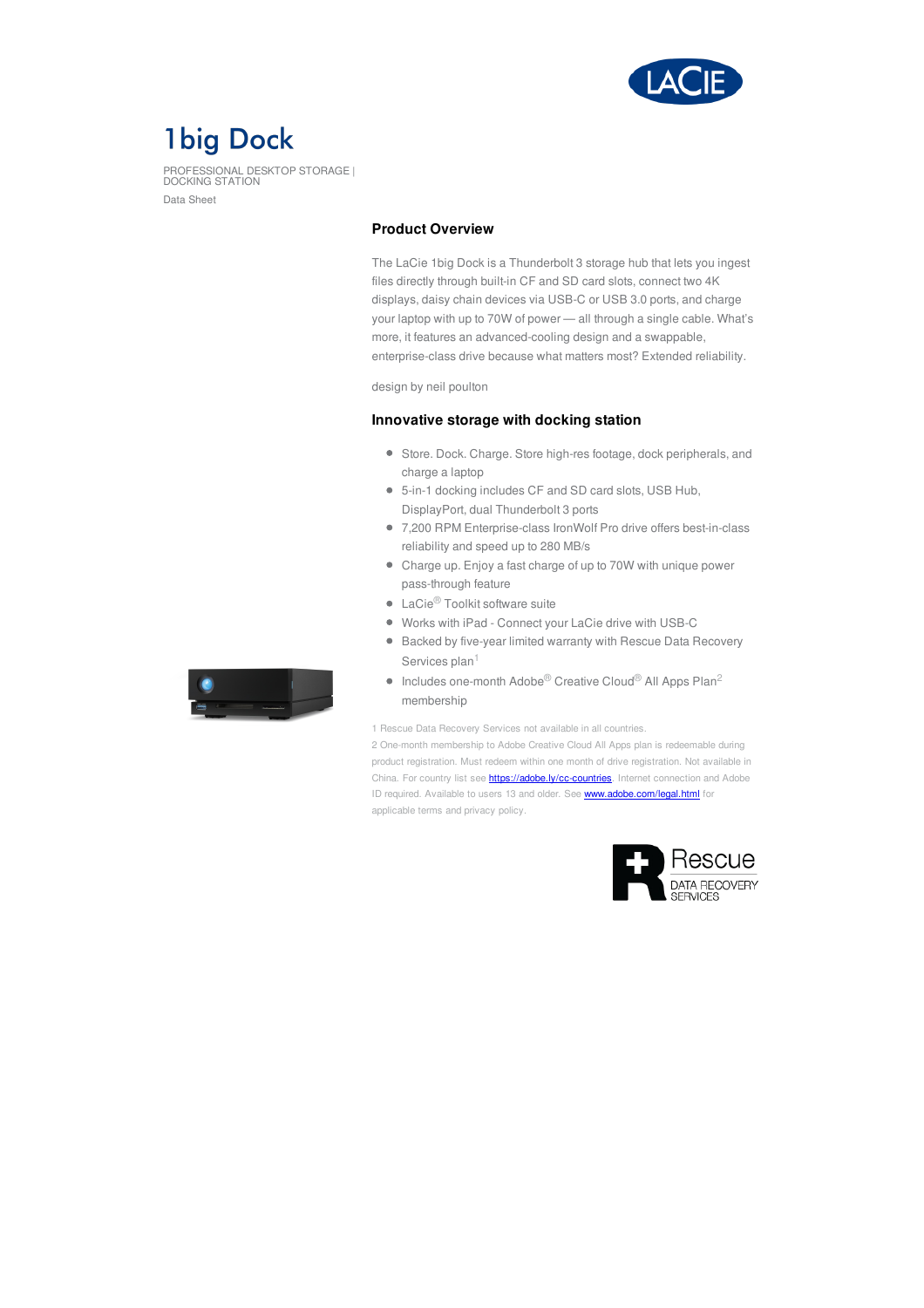# 1big Dock

PROFESSIONAL DESKTOP STORAGE | DOCKING STATION

Data Sheet

## Product Overview

The LaCie 1big Dock is a Thunderbolt 3 storage hub that lets you ingest files directly through built-in CF and SD card slots, connect two 4K displays, daisy chain devices via USB-C or USB 3.0 ports, and charge your laptop with up to 70W of power — all through a single cable. What's more, it features an advanced-cooling design and a swappable, enterprise-class drive because what matters most? Extended reliability.

design by neil poulton

## Innovative storage with docking station

- Store. Dock. Charge. Store high-res footage, dock peripherals, and charge a laptop
- 5-in-1 docking includes CF and SD card slots, USB Hub, DisplayPort, dual Thunderbolt 3 ports
- 7,200 RPM Enterprise-class IronWolf Pro drive offers best-in-class reliability and speed up to 280 MB/s
- Charge up. Enjoy a fast charge of up to 70W with unique power pass-through feature
- LaCie® Toolkit software suite
- Works with iPad - Connect your LaCie drive with USB-C
- Backed by five-year limited warranty with Rescue Data Recovery Services plan[1]
- Includes one-month Adobe® Creative Cloud® All Apps Plan[2] membership

1 Rescue Data Recovery Services not available in all countries.

2 One-month membership to Adobe Creative Cloud All Apps plan is redeemable during product registration. Must redeem within one month of drive registration. Not available in China. For country list see https://adobe.ly/cc-countries. Internet connection and Adobe ID required. Available to users 13 and older. See www.adobe.com/legal.html for applicable terms and privacy policy.

Rescue DATA RECOVERY SERVICES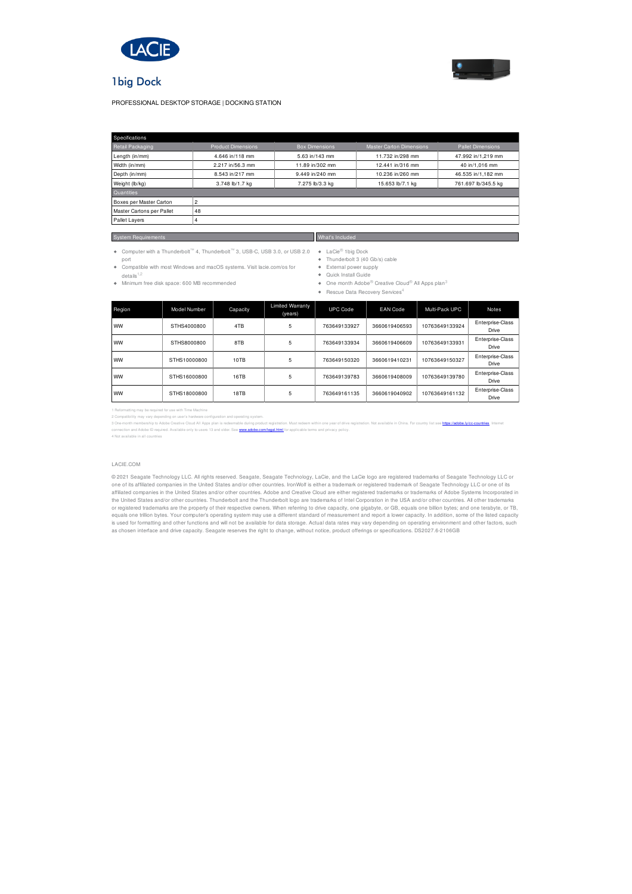# 1big Dock

PROFESSIONAL DESKTOP STORAGE | DOCKING STATION

| Specifications | | | | |
|---|---|---|---|---|
| Retail Packaging | Product Dimensions | Box Dimensions | Master Carton Dimensions | Pallet Dimensions |
| Length (in/mm) | 4.646 in/118 mm | 5.63 in/143 mm | 11.732 in/298 mm | 47.992 in/1,219 mm |
| Width (in/mm) | 2.217 in/56.3 mm | 11.89 in/302 mm | 12.441 in/316 mm | 40 in/1,016 mm |
| Depth (in/mm) | 8.543 in/217 mm | 9.449 in/240 mm | 10.236 in/260 mm | 46.535 in/1,182 mm |
| Weight (lb/kg) | 3.748 lb/1.7 kg | 7.275 lb/3.3 kg | 15.653 lb/7.1 kg | 761.697 lb/345.5 kg |
| Quantities | | | | |
| Boxes per Master Carton | 2 | | | |
| Master Cartons per Pallet | 48 | | | |
| Pallet Layers | 4 | | | |

## System Requirements

- Computer with a Thunderbolt™ 4, Thunderbolt™ 3, USB-C, USB 3.0, or USB 2.0 port
- Compatible with most Windows and macOS systems. Visit lacie.com/os for details[1,2]
- Minimum free disk space: 600 MB recommended

## What's Included

- LaCie® 1big Dock
- Thunderbolt 3 (40 Gb/s) cable
- External power supply
- Quick Install Guide
- One month Adobe® Creative Cloud® All Apps plan[3]
- Rescue Data Recovery Services[4]

| Region | Model Number | Capacity | Limited Warranty (years) | UPC Code | EAN Code | Multi-Pack UPC | Notes |
|---|---|---|---|---|---|---|---|
| WW | STHS4000800 | 4TB | 5 | 763649133927 | 3660619406593 | 10763649133924 | Enterprise-Class Drive |
| WW | STHS8000800 | 8TB | 5 | 763649133934 | 3660619406609 | 10763649133931 | Enterprise-Class Drive |
| WW | STHS10000800 | 10TB | 5 | 763649150320 | 3660619410231 | 10763649150327 | Enterprise-Class Drive |
| WW | STHS16000800 | 16TB | 5 | 763649139783 | 3660619408009 | 10763649139780 | Enterprise-Class Drive |
| WW | STHS18000800 | 18TB | 5 | 763649161135 | 3660619040902 | 10763649161132 | Enterprise-Class Drive |

1 Reformatting may be required for use with Time Machine
2 Compatibility may vary depending on user's hardware configuration and operating system
3 One-month membership to Adobe Creative Cloud All Apps plan is redeemable during product registration. Must redeem within one year of drive registration. Not available in China. For country list see https://adobe.ly/cc-countries. Internet connection and Adobe ID required. Available only to users 13 and older. See www.adobe.com/legal.html for applicable terms and privacy policy.
4 Not available in all countries

LACIE.COM

© 2021 Seagate Technology LLC. All rights reserved. Seagate, Seagate Technology, LaCie, and the LaCie logo are registered trademarks of Seagate Technology LLC or one of its affiliated companies in the United States and/or other countries. IronWolf is either a trademark or registered trademark of Seagate Technology LLC or one of its affiliated companies in the United States and/or other countries. Adobe and Creative Cloud are either registered trademarks or trademarks of Adobe Systems Incorporated in the United States and/or other countries. Thunderbolt and the Thunderbolt logo are trademarks of Intel Corporation in the USA and/or other countries. All other trademarks or registered trademarks are the property of their respective owners. When referring to drive capacity, one gigabyte, or GB, equals one billion bytes; and one terabyte, or TB, equals one trillion bytes. Your computer's operating system may use a different standard of measurement and report a lower capacity. In addition, some of the listed capacity is used for formatting and other functions and will not be available for data storage. Actual data rates may vary depending on operating environment and other factors, such as chosen interface and drive capacity. Seagate reserves the right to change, without notice, product offerings or specifications. DS2027.6-2106GB